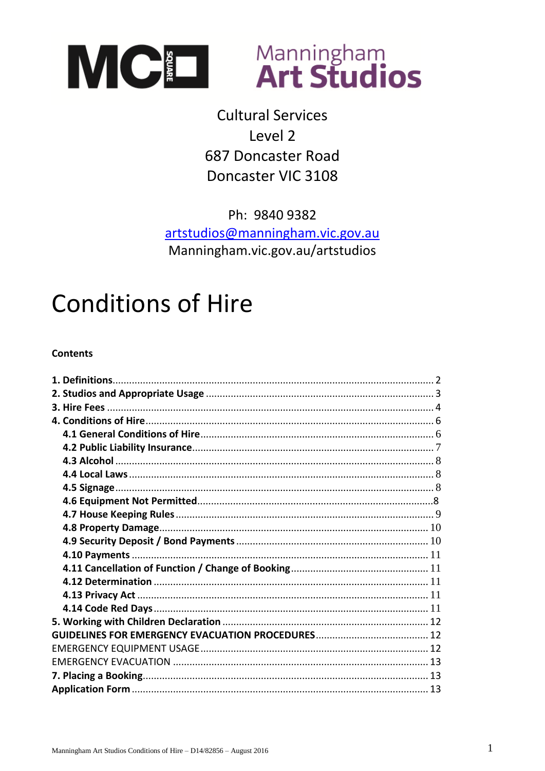MCSQUARE

Manningham Art Studios

Cultural Services
Level 2
687 Doncaster Road
Doncaster VIC 3108

Ph: 9840 9382
artstudios@manningham.vic.gov.au
Manningham.vic.gov.au/artstudios

# Conditions of Hire

**Contents**

**1. Definitions** .......... 2
**2. Studios and Appropriate Usage** .......... 3
**3. Hire Fees** .......... 4
**4. Conditions of Hire** .......... 6
- **4.1 General Conditions of Hire** .......... 6
- **4.2 Public Liability Insurance** .......... 7
- **4.3 Alcohol** .......... 8
- **4.4 Local Laws** .......... 8
- **4.5 Signage** .......... 8
- **4.6 Equipment Not Permitted** .......... 8
- **4.7 House Keeping Rules** .......... 9
- **4.8 Property Damage** .......... 10
- **4.9 Security Deposit / Bond Payments** .......... 10
- **4.10 Payments** .......... 11
- **4.11 Cancellation of Function / Change of Booking** .......... 11
- **4.12 Determination** .......... 11
- **4.13 Privacy Act** .......... 11
- **4.14 Code Red Days** .......... 11

**5. Working with Children Declaration** .......... 12
**GUIDELINES FOR EMERGENCY EVACUATION PROCEDURES** .......... 12
EMERGENCY EQUIPMENT USAGE .......... 12
EMERGENCY EVACUATION .......... 13
**7. Placing a Booking** .......... 13
**Application Form** .......... 13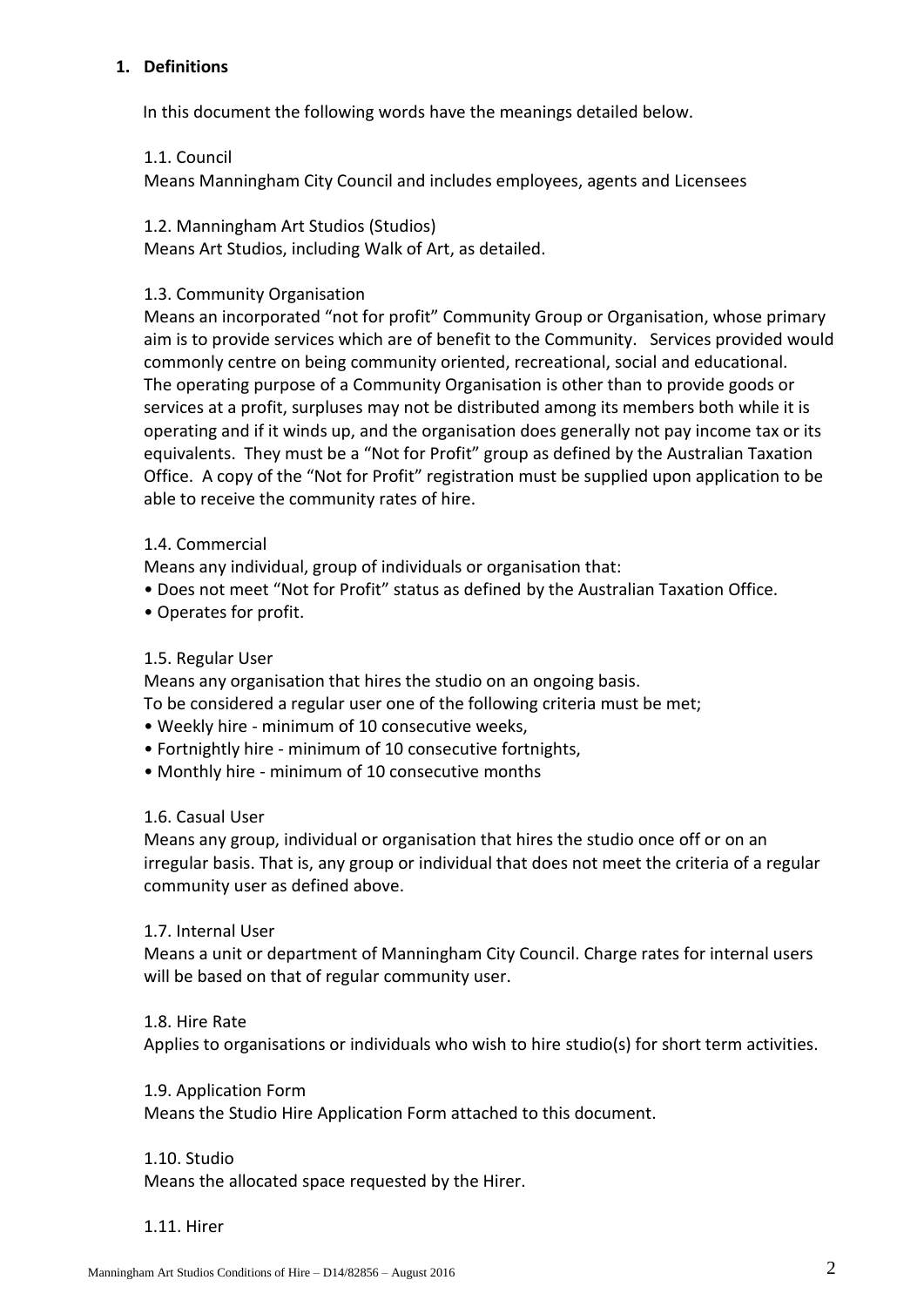## 1. Definitions

In this document the following words have the meanings detailed below.

### 1.1. Council

Means Manningham City Council and includes employees, agents and Licensees

### 1.2. Manningham Art Studios (Studios)

Means Art Studios, including Walk of Art, as detailed.

### 1.3. Community Organisation

Means an incorporated "not for profit" Community Group or Organisation, whose primary aim is to provide services which are of benefit to the Community. Services provided would commonly centre on being community oriented, recreational, social and educational. The operating purpose of a Community Organisation is other than to provide goods or services at a profit, surpluses may not be distributed among its members both while it is operating and if it winds up, and the organisation does generally not pay income tax or its equivalents. They must be a "Not for Profit" group as defined by the Australian Taxation Office. A copy of the "Not for Profit" registration must be supplied upon application to be able to receive the community rates of hire.

### 1.4. Commercial

Means any individual, group of individuals or organisation that:

- Does not meet "Not for Profit" status as defined by the Australian Taxation Office.
- Operates for profit.

### 1.5. Regular User

Means any organisation that hires the studio on an ongoing basis.
To be considered a regular user one of the following criteria must be met;

- Weekly hire - minimum of 10 consecutive weeks,
- Fortnightly hire - minimum of 10 consecutive fortnights,
- Monthly hire - minimum of 10 consecutive months

### 1.6. Casual User

Means any group, individual or organisation that hires the studio once off or on an irregular basis. That is, any group or individual that does not meet the criteria of a regular community user as defined above.

### 1.7. Internal User

Means a unit or department of Manningham City Council. Charge rates for internal users will be based on that of regular community user.

### 1.8. Hire Rate

Applies to organisations or individuals who wish to hire studio(s) for short term activities.

### 1.9. Application Form

Means the Studio Hire Application Form attached to this document.

### 1.10. Studio

Means the allocated space requested by the Hirer.

### 1.11. Hirer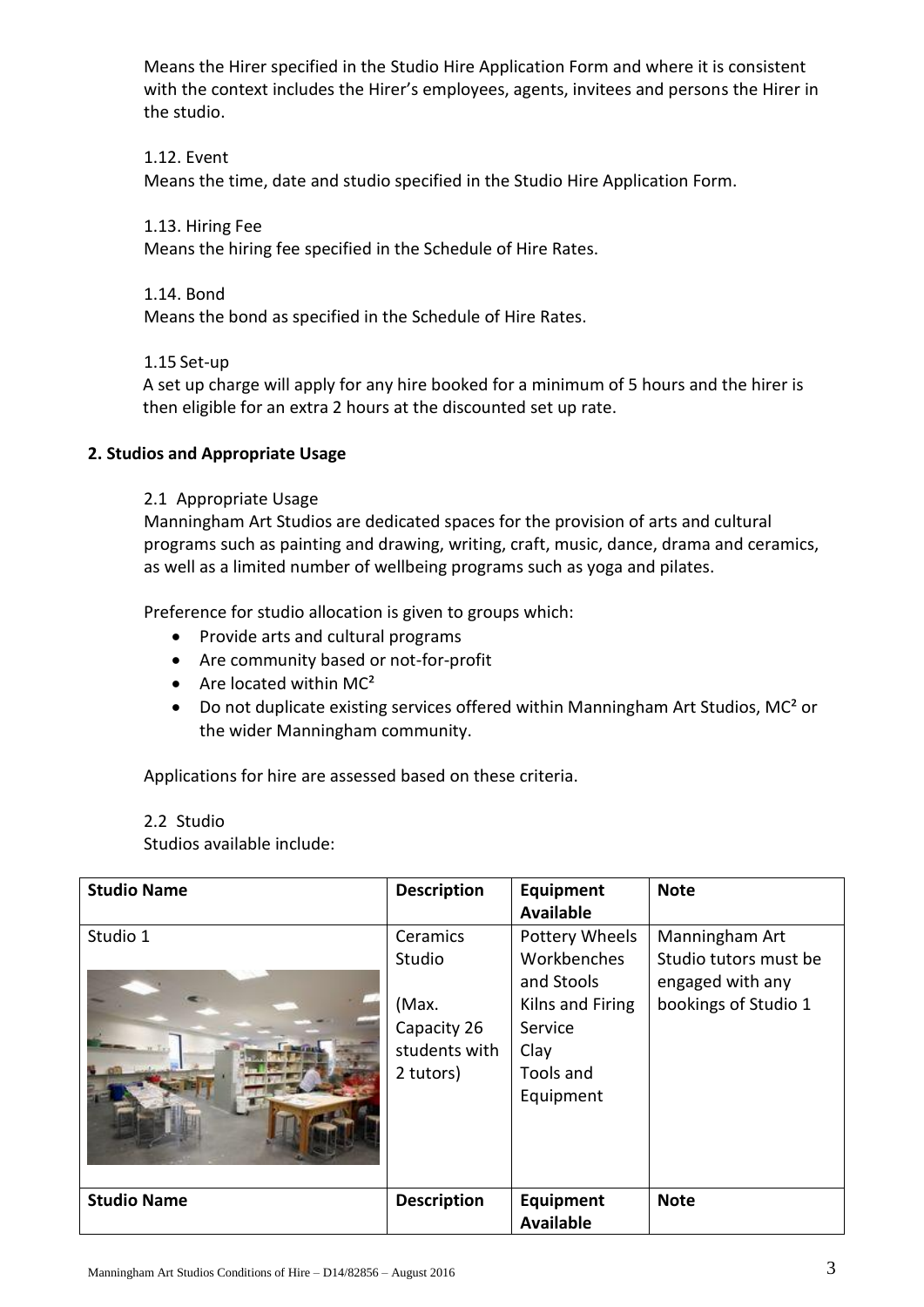Means the Hirer specified in the Studio Hire Application Form and where it is consistent with the context includes the Hirer's employees, agents, invitees and persons the Hirer in the studio.

1.12. Event
Means the time, date and studio specified in the Studio Hire Application Form.

1.13. Hiring Fee
Means the hiring fee specified in the Schedule of Hire Rates.

1.14. Bond
Means the bond as specified in the Schedule of Hire Rates.

1.15 Set-up
A set up charge will apply for any hire booked for a minimum of 5 hours and the hirer is then eligible for an extra 2 hours at the discounted set up rate.

## 2. Studios and Appropriate Usage

2.1 Appropriate Usage
Manningham Art Studios are dedicated spaces for the provision of arts and cultural programs such as painting and drawing, writing, craft, music, dance, drama and ceramics, as well as a limited number of wellbeing programs such as yoga and pilates.

Preference for studio allocation is given to groups which:

- Provide arts and cultural programs
- Are community based or not-for-profit
- Are located within MC²
- Do not duplicate existing services offered within Manningham Art Studios, MC² or the wider Manningham community.

Applications for hire are assessed based on these criteria.

2.2 Studio
Studios available include:

| Studio Name | Description | Equipment Available | Note |
|---|---|---|---|
| Studio 1 | Ceramics Studio<br><br>(Max. Capacity 26 students with 2 tutors) | Pottery Wheels<br>Workbenches and Stools<br>Kilns and Firing Service<br>Clay<br>Tools and Equipment | Manningham Art Studio tutors must be engaged with any bookings of Studio 1 |
| **Studio Name** | **Description** | **Equipment Available** | **Note** |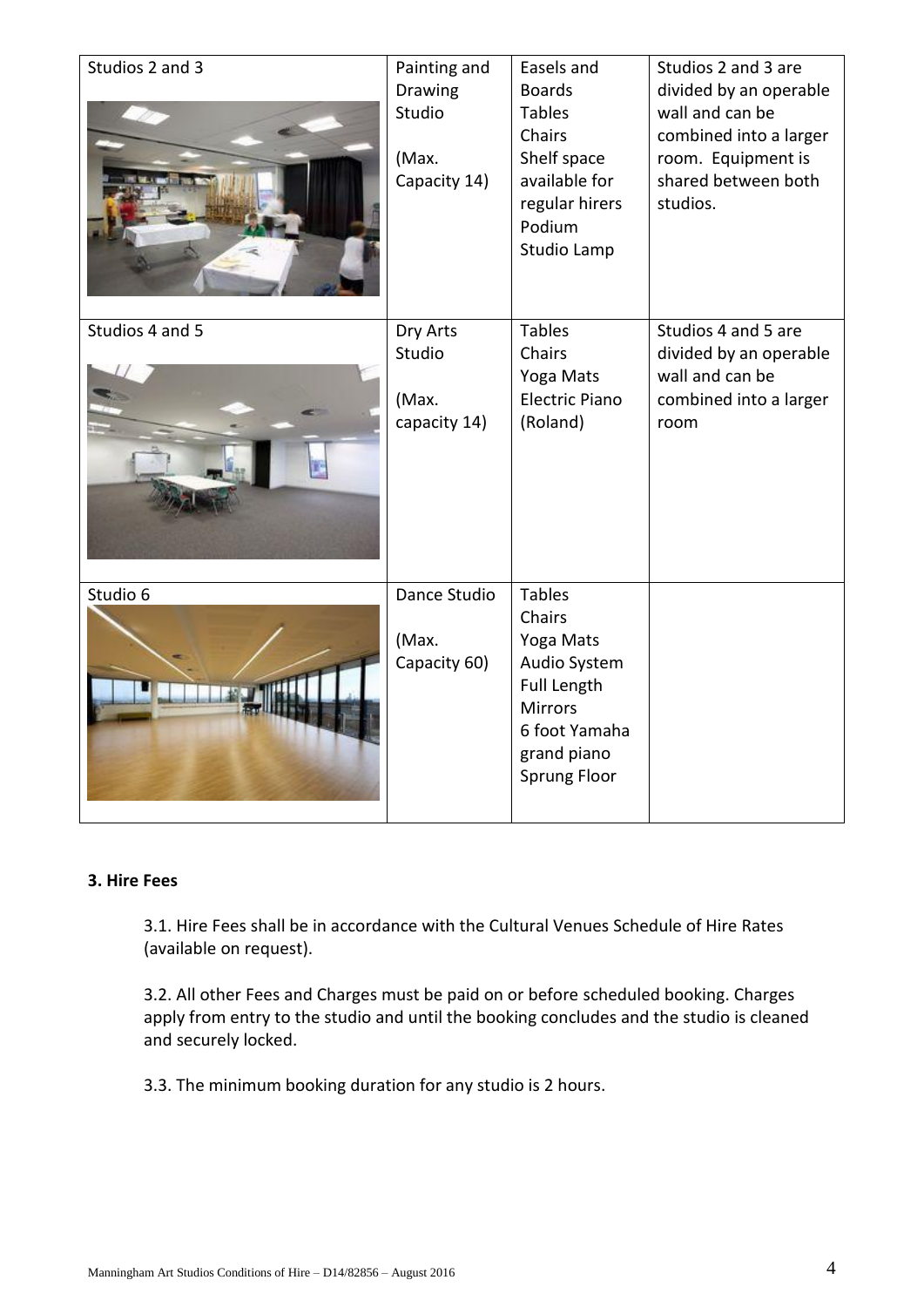| | | | |
|---|---|---|---|
| Studios 2 and 3 | Painting and Drawing Studio<br><br>(Max. Capacity 14) | Easels and Boards<br>Tables<br>Chairs<br>Shelf space available for regular hirers<br>Podium<br>Studio Lamp | Studios 2 and 3 are divided by an operable wall and can be combined into a larger room. Equipment is shared between both studios. |
| Studios 4 and 5 | Dry Arts Studio<br><br>(Max. capacity 14) | Tables<br>Chairs<br>Yoga Mats<br>Electric Piano (Roland) | Studios 4 and 5 are divided by an operable wall and can be combined into a larger room |
| Studio 6 | Dance Studio<br><br>(Max. Capacity 60) | Tables<br>Chairs<br>Yoga Mats<br>Audio System<br>Full Length Mirrors<br>6 foot Yamaha grand piano<br>Sprung Floor | |

**3. Hire Fees**

3.1. Hire Fees shall be in accordance with the Cultural Venues Schedule of Hire Rates (available on request).

3.2. All other Fees and Charges must be paid on or before scheduled booking. Charges apply from entry to the studio and until the booking concludes and the studio is cleaned and securely locked.

3.3. The minimum booking duration for any studio is 2 hours.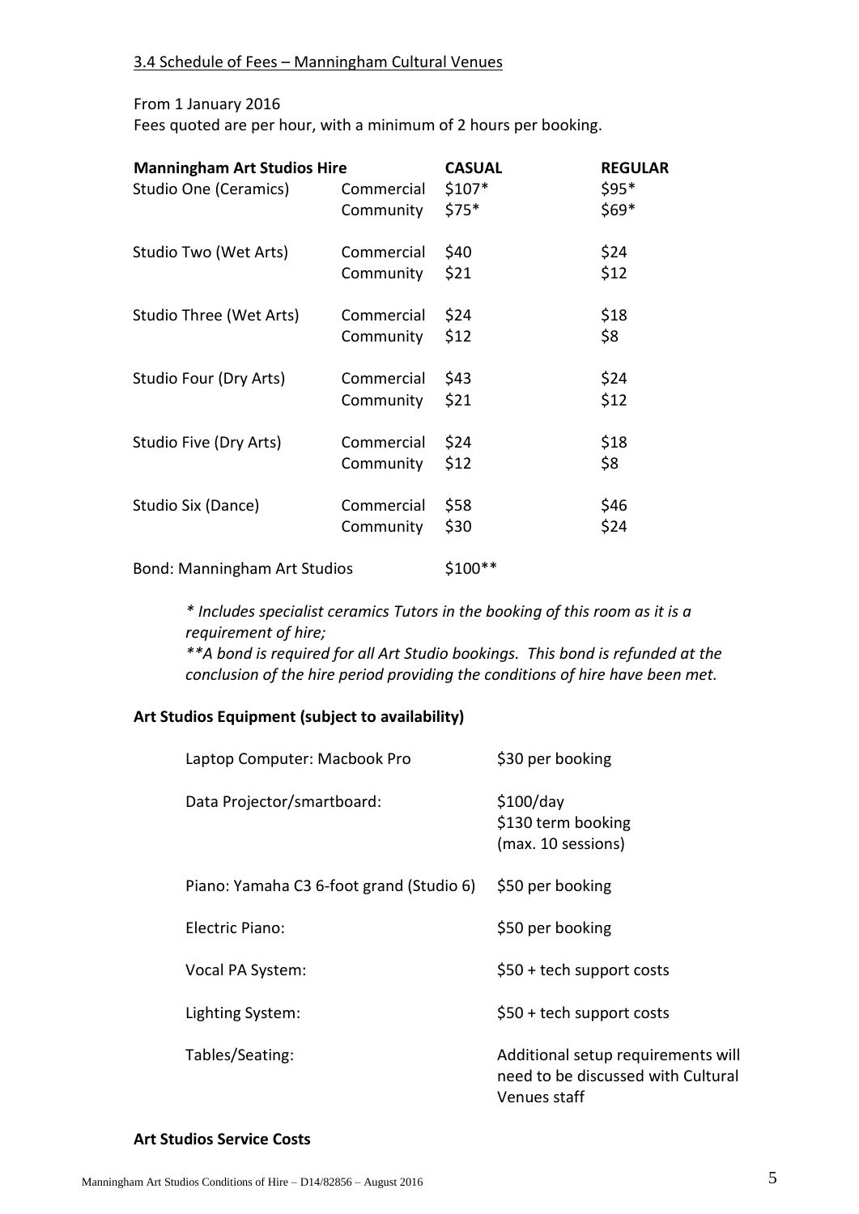3.4 Schedule of Fees – Manningham Cultural Venues

From 1 January 2016

Fees quoted are per hour, with a minimum of 2 hours per booking.

| **Manningham Art Studios Hire** | | **CASUAL** | **REGULAR** |
|---|---|---|---|
| Studio One (Ceramics) | Commercial | $107* | $95* |
| | Community | $75* | $69* |
| Studio Two (Wet Arts) | Commercial | $40 | $24 |
| | Community | $21 | $12 |
| Studio Three (Wet Arts) | Commercial | $24 | $18 |
| | Community | $12 | $8 |
| Studio Four (Dry Arts) | Commercial | $43 | $24 |
| | Community | $21 | $12 |
| Studio Five (Dry Arts) | Commercial | $24 | $18 |
| | Community | $12 | $8 |
| Studio Six (Dance) | Commercial | $58 | $46 |
| | Community | $30 | $24 |
| Bond: Manningham Art Studios | | $100** | |

*\* Includes specialist ceramics Tutors in the booking of this room as it is a requirement of hire;*

*\*\*A bond is required for all Art Studio bookings. This bond is refunded at the conclusion of the hire period providing the conditions of hire have been met.*

**Art Studios Equipment (subject to availability)**

| | |
|---|---|
| Laptop Computer: Macbook Pro | $30 per booking |
| Data Projector/smartboard: | $100/day<br>$130 term booking<br>(max. 10 sessions) |
| Piano: Yamaha C3 6-foot grand (Studio 6) | $50 per booking |
| Electric Piano: | $50 per booking |
| Vocal PA System: | $50 + tech support costs |
| Lighting System: | $50 + tech support costs |
| Tables/Seating: | Additional setup requirements will need to be discussed with Cultural Venues staff |

**Art Studios Service Costs**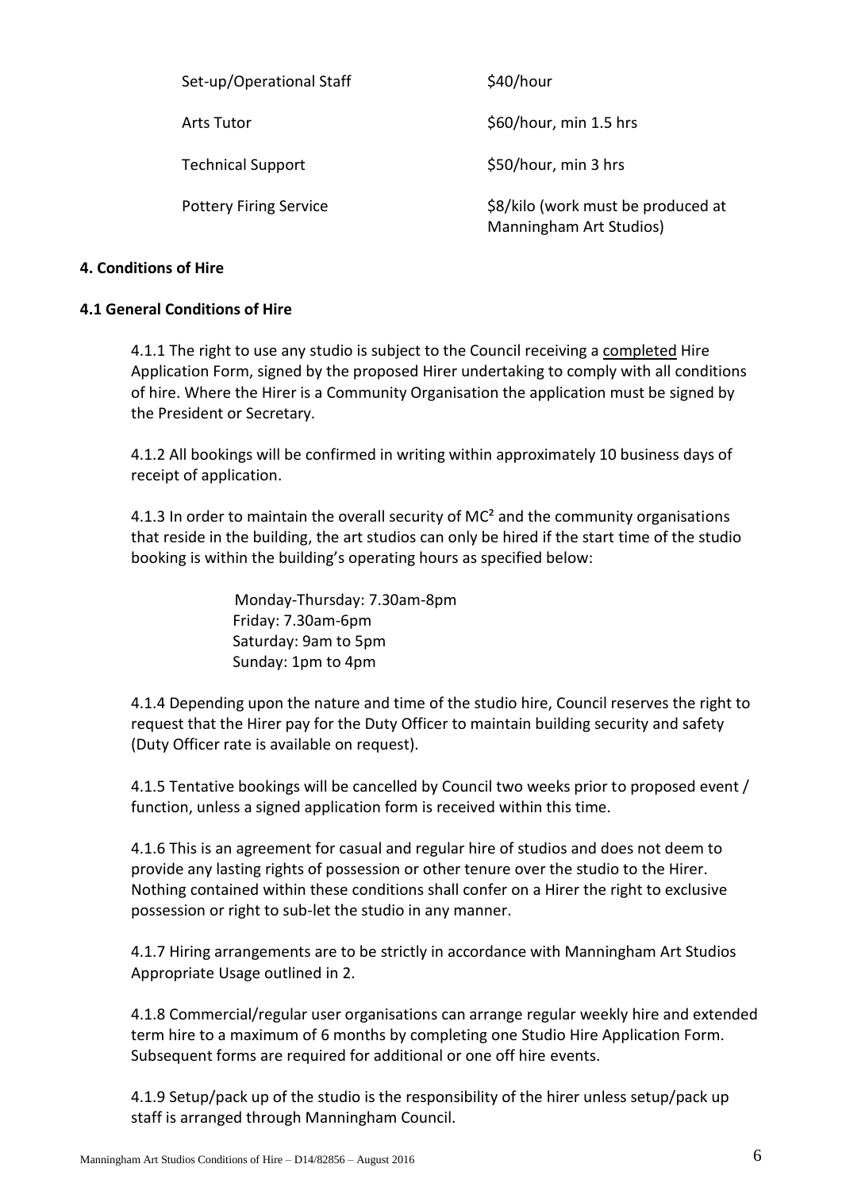| | |
|---|---|
| Set-up/Operational Staff | $40/hour |
| Arts Tutor | $60/hour, min 1.5 hrs |
| Technical Support | $50/hour, min 3 hrs |
| Pottery Firing Service | $8/kilo (work must be produced at Manningham Art Studios) |

**4. Conditions of Hire**

**4.1 General Conditions of Hire**

4.1.1 The right to use any studio is subject to the Council receiving a completed Hire Application Form, signed by the proposed Hirer undertaking to comply with all conditions of hire. Where the Hirer is a Community Organisation the application must be signed by the President or Secretary.

4.1.2 All bookings will be confirmed in writing within approximately 10 business days of receipt of application.

4.1.3 In order to maintain the overall security of MC² and the community organisations that reside in the building, the art studios can only be hired if the start time of the studio booking is within the building's operating hours as specified below:

Monday-Thursday: 7.30am-8pm
Friday: 7.30am-6pm
Saturday: 9am to 5pm
Sunday: 1pm to 4pm

4.1.4 Depending upon the nature and time of the studio hire, Council reserves the right to request that the Hirer pay for the Duty Officer to maintain building security and safety (Duty Officer rate is available on request).

4.1.5 Tentative bookings will be cancelled by Council two weeks prior to proposed event / function, unless a signed application form is received within this time.

4.1.6 This is an agreement for casual and regular hire of studios and does not deem to provide any lasting rights of possession or other tenure over the studio to the Hirer. Nothing contained within these conditions shall confer on a Hirer the right to exclusive possession or right to sub-let the studio in any manner.

4.1.7 Hiring arrangements are to be strictly in accordance with Manningham Art Studios Appropriate Usage outlined in 2.

4.1.8 Commercial/regular user organisations can arrange regular weekly hire and extended term hire to a maximum of 6 months by completing one Studio Hire Application Form. Subsequent forms are required for additional or one off hire events.

4.1.9 Setup/pack up of the studio is the responsibility of the hirer unless setup/pack up staff is arranged through Manningham Council.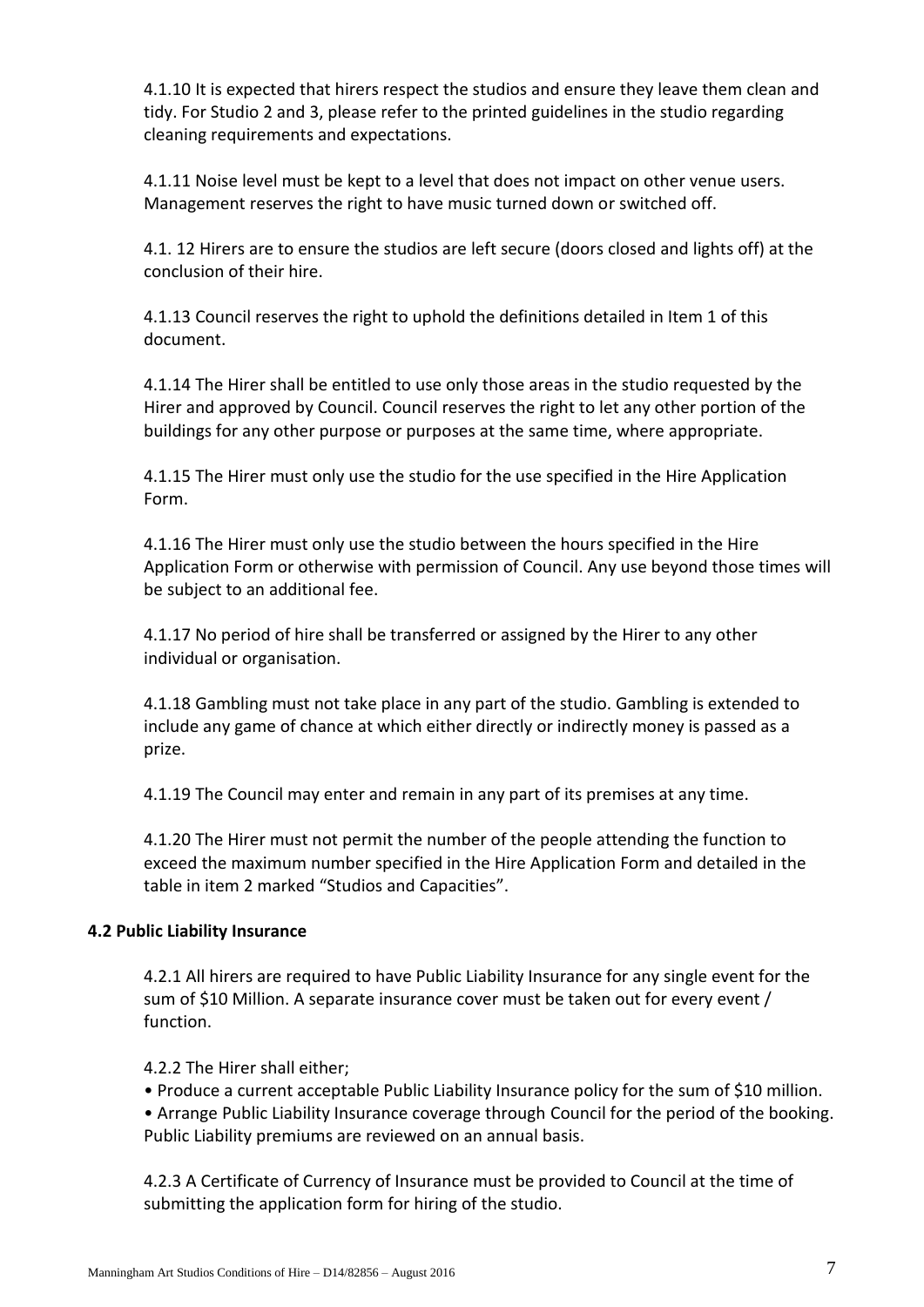4.1.10 It is expected that hirers respect the studios and ensure they leave them clean and tidy. For Studio 2 and 3, please refer to the printed guidelines in the studio regarding cleaning requirements and expectations.

4.1.11 Noise level must be kept to a level that does not impact on other venue users. Management reserves the right to have music turned down or switched off.

4.1. 12 Hirers are to ensure the studios are left secure (doors closed and lights off) at the conclusion of their hire.

4.1.13 Council reserves the right to uphold the definitions detailed in Item 1 of this document.

4.1.14 The Hirer shall be entitled to use only those areas in the studio requested by the Hirer and approved by Council. Council reserves the right to let any other portion of the buildings for any other purpose or purposes at the same time, where appropriate.

4.1.15 The Hirer must only use the studio for the use specified in the Hire Application Form.

4.1.16 The Hirer must only use the studio between the hours specified in the Hire Application Form or otherwise with permission of Council. Any use beyond those times will be subject to an additional fee.

4.1.17 No period of hire shall be transferred or assigned by the Hirer to any other individual or organisation.

4.1.18 Gambling must not take place in any part of the studio. Gambling is extended to include any game of chance at which either directly or indirectly money is passed as a prize.

4.1.19 The Council may enter and remain in any part of its premises at any time.

4.1.20 The Hirer must not permit the number of the people attending the function to exceed the maximum number specified in the Hire Application Form and detailed in the table in item 2 marked "Studios and Capacities".

**4.2 Public Liability Insurance**

4.2.1 All hirers are required to have Public Liability Insurance for any single event for the sum of $10 Million. A separate insurance cover must be taken out for every event / function.

4.2.2 The Hirer shall either;

- Produce a current acceptable Public Liability Insurance policy for the sum of $10 million.
- Arrange Public Liability Insurance coverage through Council for the period of the booking. Public Liability premiums are reviewed on an annual basis.

4.2.3 A Certificate of Currency of Insurance must be provided to Council at the time of submitting the application form for hiring of the studio.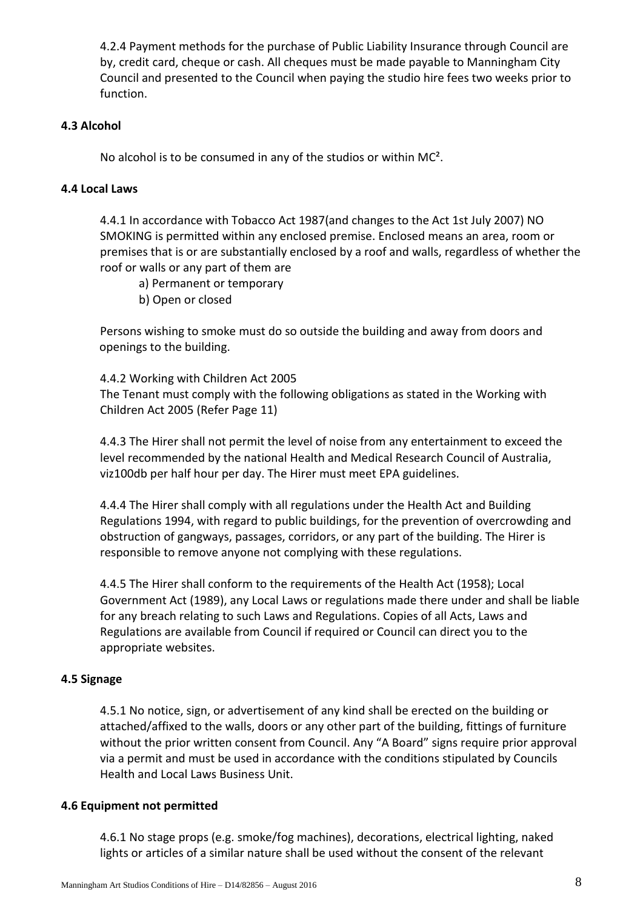4.2.4 Payment methods for the purchase of Public Liability Insurance through Council are by, credit card, cheque or cash. All cheques must be made payable to Manningham City Council and presented to the Council when paying the studio hire fees two weeks prior to function.

**4.3 Alcohol**

No alcohol is to be consumed in any of the studios or within MC².

**4.4 Local Laws**

4.4.1 In accordance with Tobacco Act 1987(and changes to the Act 1st July 2007) NO SMOKING is permitted within any enclosed premise. Enclosed means an area, room or premises that is or are substantially enclosed by a roof and walls, regardless of whether the roof or walls or any part of them are

a) Permanent or temporary
b) Open or closed

Persons wishing to smoke must do so outside the building and away from doors and openings to the building.

4.4.2 Working with Children Act 2005
The Tenant must comply with the following obligations as stated in the Working with Children Act 2005 (Refer Page 11)

4.4.3 The Hirer shall not permit the level of noise from any entertainment to exceed the level recommended by the national Health and Medical Research Council of Australia, viz100db per half hour per day. The Hirer must meet EPA guidelines.

4.4.4 The Hirer shall comply with all regulations under the Health Act and Building Regulations 1994, with regard to public buildings, for the prevention of overcrowding and obstruction of gangways, passages, corridors, or any part of the building. The Hirer is responsible to remove anyone not complying with these regulations.

4.4.5 The Hirer shall conform to the requirements of the Health Act (1958); Local Government Act (1989), any Local Laws or regulations made there under and shall be liable for any breach relating to such Laws and Regulations. Copies of all Acts, Laws and Regulations are available from Council if required or Council can direct you to the appropriate websites.

**4.5 Signage**

4.5.1 No notice, sign, or advertisement of any kind shall be erected on the building or attached/affixed to the walls, doors or any other part of the building, fittings of furniture without the prior written consent from Council. Any "A Board" signs require prior approval via a permit and must be used in accordance with the conditions stipulated by Councils Health and Local Laws Business Unit.

**4.6 Equipment not permitted**

4.6.1 No stage props (e.g. smoke/fog machines), decorations, electrical lighting, naked lights or articles of a similar nature shall be used without the consent of the relevant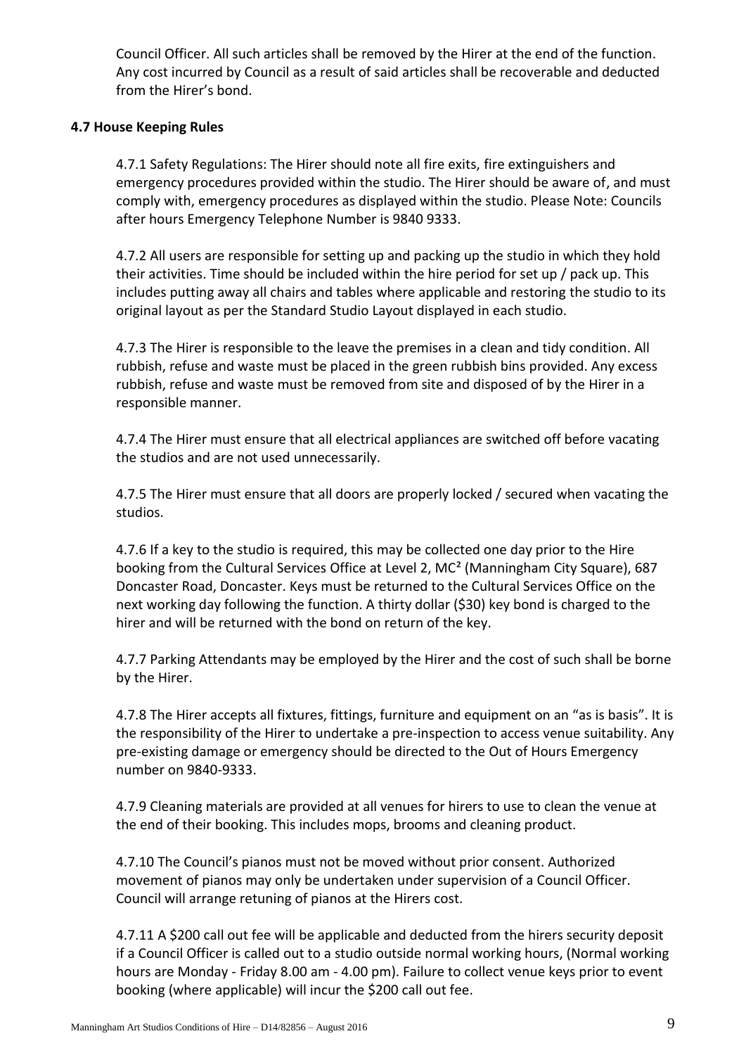Council Officer. All such articles shall be removed by the Hirer at the end of the function. Any cost incurred by Council as a result of said articles shall be recoverable and deducted from the Hirer's bond.

**4.7 House Keeping Rules**

4.7.1 Safety Regulations: The Hirer should note all fire exits, fire extinguishers and emergency procedures provided within the studio. The Hirer should be aware of, and must comply with, emergency procedures as displayed within the studio. Please Note: Councils after hours Emergency Telephone Number is 9840 9333.

4.7.2 All users are responsible for setting up and packing up the studio in which they hold their activities. Time should be included within the hire period for set up / pack up. This includes putting away all chairs and tables where applicable and restoring the studio to its original layout as per the Standard Studio Layout displayed in each studio.

4.7.3 The Hirer is responsible to the leave the premises in a clean and tidy condition. All rubbish, refuse and waste must be placed in the green rubbish bins provided. Any excess rubbish, refuse and waste must be removed from site and disposed of by the Hirer in a responsible manner.

4.7.4 The Hirer must ensure that all electrical appliances are switched off before vacating the studios and are not used unnecessarily.

4.7.5 The Hirer must ensure that all doors are properly locked / secured when vacating the studios.

4.7.6 If a key to the studio is required, this may be collected one day prior to the Hire booking from the Cultural Services Office at Level 2, MC² (Manningham City Square), 687 Doncaster Road, Doncaster. Keys must be returned to the Cultural Services Office on the next working day following the function. A thirty dollar ($30) key bond is charged to the hirer and will be returned with the bond on return of the key.

4.7.7 Parking Attendants may be employed by the Hirer and the cost of such shall be borne by the Hirer.

4.7.8 The Hirer accepts all fixtures, fittings, furniture and equipment on an "as is basis". It is the responsibility of the Hirer to undertake a pre-inspection to access venue suitability. Any pre-existing damage or emergency should be directed to the Out of Hours Emergency number on 9840-9333.

4.7.9 Cleaning materials are provided at all venues for hirers to use to clean the venue at the end of their booking. This includes mops, brooms and cleaning product.

4.7.10 The Council's pianos must not be moved without prior consent. Authorized movement of pianos may only be undertaken under supervision of a Council Officer. Council will arrange retuning of pianos at the Hirers cost.

4.7.11 A $200 call out fee will be applicable and deducted from the hirers security deposit if a Council Officer is called out to a studio outside normal working hours, (Normal working hours are Monday - Friday 8.00 am - 4.00 pm). Failure to collect venue keys prior to event booking (where applicable) will incur the $200 call out fee.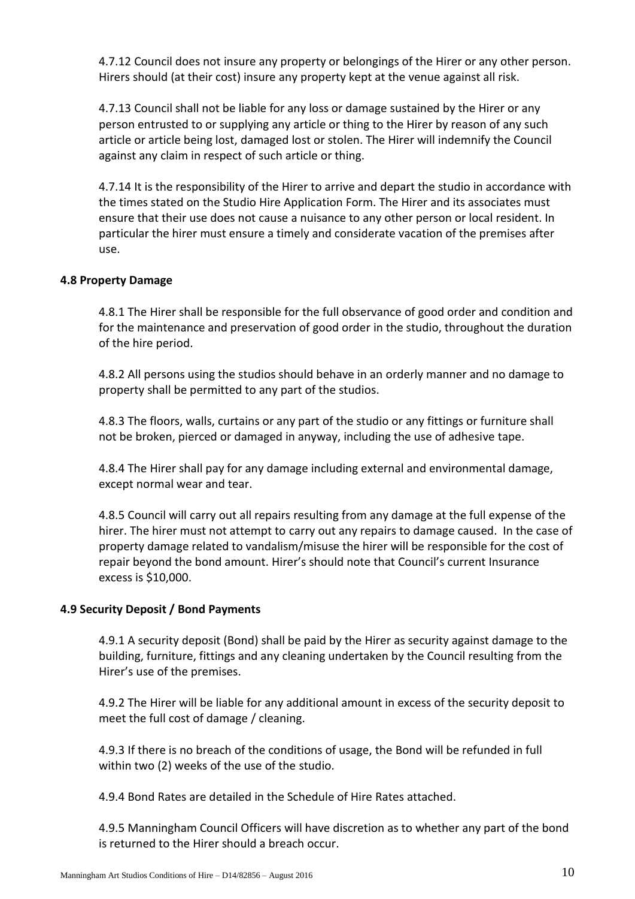4.7.12 Council does not insure any property or belongings of the Hirer or any other person. Hirers should (at their cost) insure any property kept at the venue against all risk.

4.7.13 Council shall not be liable for any loss or damage sustained by the Hirer or any person entrusted to or supplying any article or thing to the Hirer by reason of any such article or article being lost, damaged lost or stolen. The Hirer will indemnify the Council against any claim in respect of such article or thing.

4.7.14 It is the responsibility of the Hirer to arrive and depart the studio in accordance with the times stated on the Studio Hire Application Form. The Hirer and its associates must ensure that their use does not cause a nuisance to any other person or local resident. In particular the hirer must ensure a timely and considerate vacation of the premises after use.

**4.8 Property Damage**

4.8.1 The Hirer shall be responsible for the full observance of good order and condition and for the maintenance and preservation of good order in the studio, throughout the duration of the hire period.

4.8.2 All persons using the studios should behave in an orderly manner and no damage to property shall be permitted to any part of the studios.

4.8.3 The floors, walls, curtains or any part of the studio or any fittings or furniture shall not be broken, pierced or damaged in anyway, including the use of adhesive tape.

4.8.4 The Hirer shall pay for any damage including external and environmental damage, except normal wear and tear.

4.8.5 Council will carry out all repairs resulting from any damage at the full expense of the hirer. The hirer must not attempt to carry out any repairs to damage caused. In the case of property damage related to vandalism/misuse the hirer will be responsible for the cost of repair beyond the bond amount. Hirer's should note that Council's current Insurance excess is $10,000.

**4.9 Security Deposit / Bond Payments**

4.9.1 A security deposit (Bond) shall be paid by the Hirer as security against damage to the building, furniture, fittings and any cleaning undertaken by the Council resulting from the Hirer's use of the premises.

4.9.2 The Hirer will be liable for any additional amount in excess of the security deposit to meet the full cost of damage / cleaning.

4.9.3 If there is no breach of the conditions of usage, the Bond will be refunded in full within two (2) weeks of the use of the studio.

4.9.4 Bond Rates are detailed in the Schedule of Hire Rates attached.

4.9.5 Manningham Council Officers will have discretion as to whether any part of the bond is returned to the Hirer should a breach occur.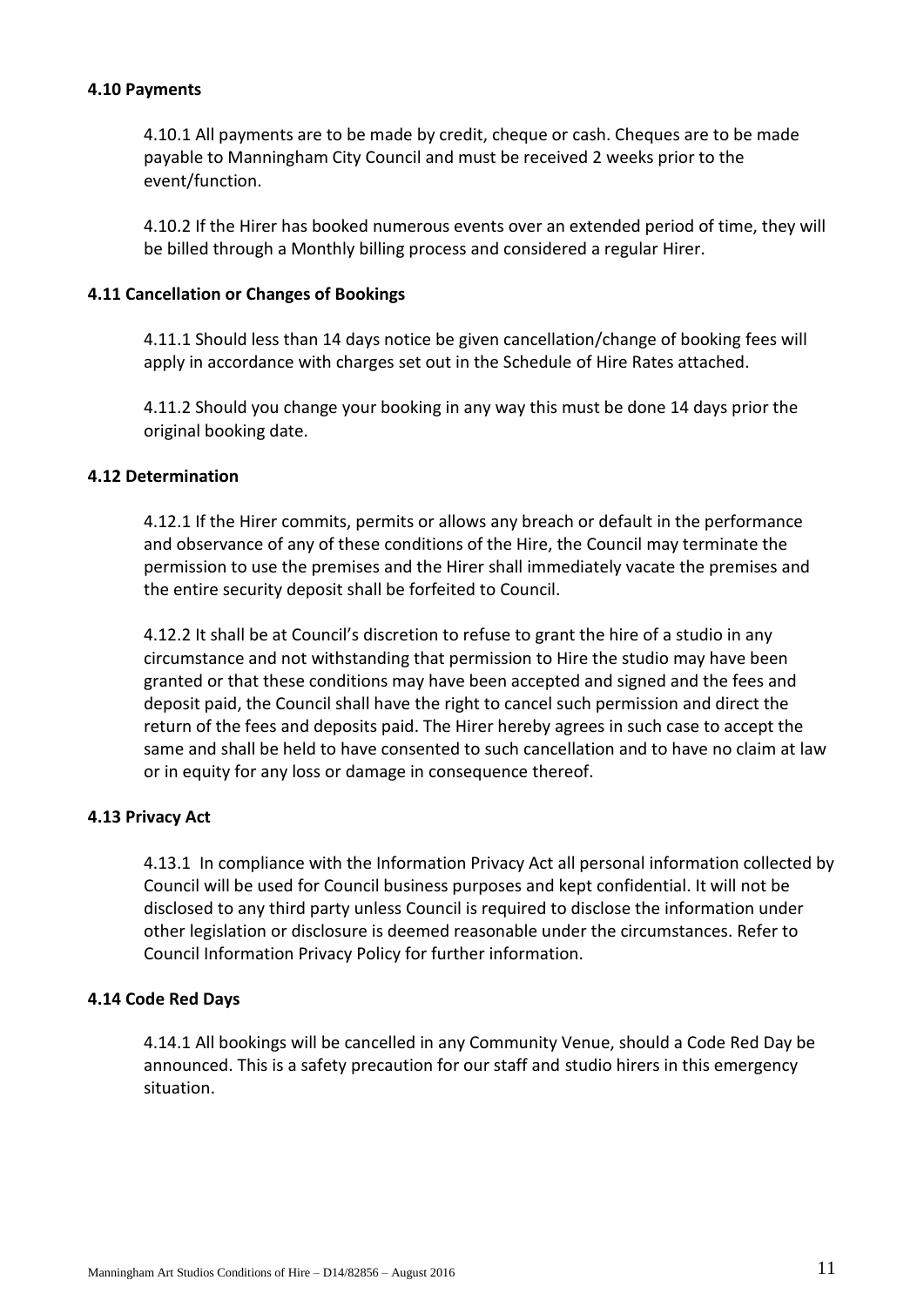**4.10 Payments**

4.10.1 All payments are to be made by credit, cheque or cash. Cheques are to be made payable to Manningham City Council and must be received 2 weeks prior to the event/function.

4.10.2 If the Hirer has booked numerous events over an extended period of time, they will be billed through a Monthly billing process and considered a regular Hirer.

**4.11 Cancellation or Changes of Bookings**

4.11.1 Should less than 14 days notice be given cancellation/change of booking fees will apply in accordance with charges set out in the Schedule of Hire Rates attached.

4.11.2 Should you change your booking in any way this must be done 14 days prior the original booking date.

**4.12 Determination**

4.12.1 If the Hirer commits, permits or allows any breach or default in the performance and observance of any of these conditions of the Hire, the Council may terminate the permission to use the premises and the Hirer shall immediately vacate the premises and the entire security deposit shall be forfeited to Council.

4.12.2 It shall be at Council's discretion to refuse to grant the hire of a studio in any circumstance and not withstanding that permission to Hire the studio may have been granted or that these conditions may have been accepted and signed and the fees and deposit paid, the Council shall have the right to cancel such permission and direct the return of the fees and deposits paid. The Hirer hereby agrees in such case to accept the same and shall be held to have consented to such cancellation and to have no claim at law or in equity for any loss or damage in consequence thereof.

**4.13 Privacy Act**

4.13.1 In compliance with the Information Privacy Act all personal information collected by Council will be used for Council business purposes and kept confidential. It will not be disclosed to any third party unless Council is required to disclose the information under other legislation or disclosure is deemed reasonable under the circumstances. Refer to Council Information Privacy Policy for further information.

**4.14 Code Red Days**

4.14.1 All bookings will be cancelled in any Community Venue, should a Code Red Day be announced. This is a safety precaution for our staff and studio hirers in this emergency situation.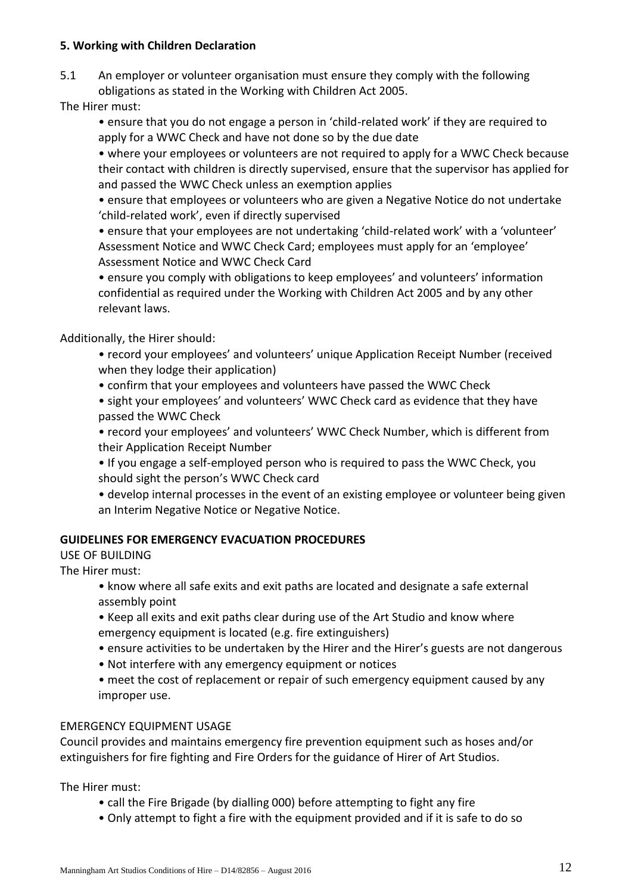**5. Working with Children Declaration**

5.1 An employer or volunteer organisation must ensure they comply with the following obligations as stated in the Working with Children Act 2005.

The Hirer must:

- ensure that you do not engage a person in 'child-related work' if they are required to apply for a WWC Check and have not done so by the due date
- where your employees or volunteers are not required to apply for a WWC Check because their contact with children is directly supervised, ensure that the supervisor has applied for and passed the WWC Check unless an exemption applies
- ensure that employees or volunteers who are given a Negative Notice do not undertake 'child-related work', even if directly supervised
- ensure that your employees are not undertaking 'child-related work' with a 'volunteer' Assessment Notice and WWC Check Card; employees must apply for an 'employee' Assessment Notice and WWC Check Card
- ensure you comply with obligations to keep employees' and volunteers' information confidential as required under the Working with Children Act 2005 and by any other relevant laws.

Additionally, the Hirer should:

- record your employees' and volunteers' unique Application Receipt Number (received when they lodge their application)
- confirm that your employees and volunteers have passed the WWC Check
- sight your employees' and volunteers' WWC Check card as evidence that they have passed the WWC Check
- record your employees' and volunteers' WWC Check Number, which is different from their Application Receipt Number
- If you engage a self-employed person who is required to pass the WWC Check, you should sight the person's WWC Check card
- develop internal processes in the event of an existing employee or volunteer being given an Interim Negative Notice or Negative Notice.

**GUIDELINES FOR EMERGENCY EVACUATION PROCEDURES**

USE OF BUILDING

The Hirer must:

- know where all safe exits and exit paths are located and designate a safe external assembly point
- Keep all exits and exit paths clear during use of the Art Studio and know where emergency equipment is located (e.g. fire extinguishers)
- ensure activities to be undertaken by the Hirer and the Hirer's guests are not dangerous
- Not interfere with any emergency equipment or notices
- meet the cost of replacement or repair of such emergency equipment caused by any improper use.

EMERGENCY EQUIPMENT USAGE

Council provides and maintains emergency fire prevention equipment such as hoses and/or extinguishers for fire fighting and Fire Orders for the guidance of Hirer of Art Studios.

The Hirer must:

- call the Fire Brigade (by dialling 000) before attempting to fight any fire
- Only attempt to fight a fire with the equipment provided and if it is safe to do so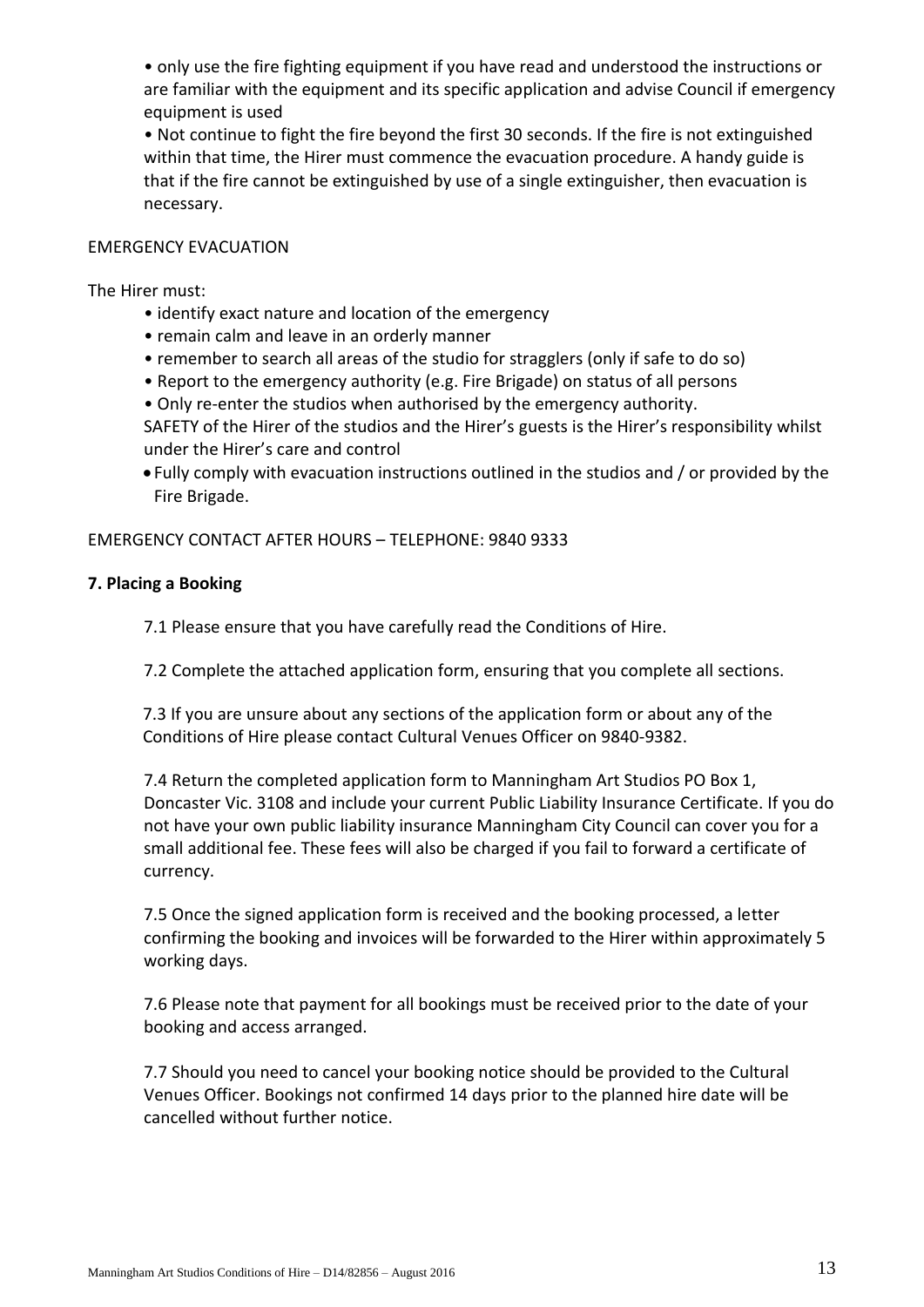- only use the fire fighting equipment if you have read and understood the instructions or are familiar with the equipment and its specific application and advise Council if emergency equipment is used
- Not continue to fight the fire beyond the first 30 seconds. If the fire is not extinguished within that time, the Hirer must commence the evacuation procedure. A handy guide is that if the fire cannot be extinguished by use of a single extinguisher, then evacuation is necessary.

EMERGENCY EVACUATION

The Hirer must:

- identify exact nature and location of the emergency
- remain calm and leave in an orderly manner
- remember to search all areas of the studio for stragglers (only if safe to do so)
- Report to the emergency authority (e.g. Fire Brigade) on status of all persons
- Only re-enter the studios when authorised by the emergency authority.

SAFETY of the Hirer of the studios and the Hirer's guests is the Hirer's responsibility whilst under the Hirer's care and control

- Fully comply with evacuation instructions outlined in the studios and / or provided by the Fire Brigade.

EMERGENCY CONTACT AFTER HOURS – TELEPHONE: 9840 9333

**7. Placing a Booking**

7.1 Please ensure that you have carefully read the Conditions of Hire.

7.2 Complete the attached application form, ensuring that you complete all sections.

7.3 If you are unsure about any sections of the application form or about any of the Conditions of Hire please contact Cultural Venues Officer on 9840-9382.

7.4 Return the completed application form to Manningham Art Studios PO Box 1, Doncaster Vic. 3108 and include your current Public Liability Insurance Certificate. If you do not have your own public liability insurance Manningham City Council can cover you for a small additional fee. These fees will also be charged if you fail to forward a certificate of currency.

7.5 Once the signed application form is received and the booking processed, a letter confirming the booking and invoices will be forwarded to the Hirer within approximately 5 working days.

7.6 Please note that payment for all bookings must be received prior to the date of your booking and access arranged.

7.7 Should you need to cancel your booking notice should be provided to the Cultural Venues Officer. Bookings not confirmed 14 days prior to the planned hire date will be cancelled without further notice.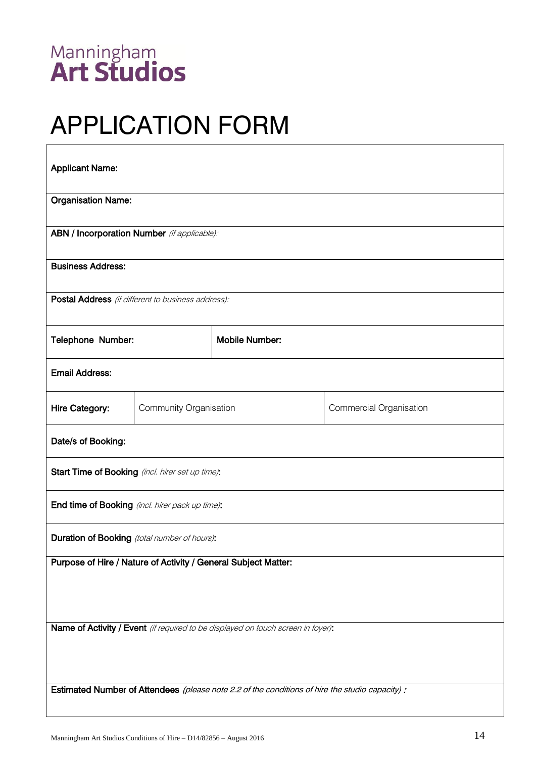Manningham
**Art Studios**

# APPLICATION FORM

| | | | |
|---|---|---|---|
| **Applicant Name:** | | | |
| **Organisation Name:** | | | |
| **ABN / Incorporation Number** *(if applicable):* | | | |
| **Business Address:** | | | |
| **Postal Address** *(if different to business address):* | | | |
| **Telephone Number:** | | **Mobile Number:** | |
| **Email Address:** | | | |
| **Hire Category:** | Community Organisation | | Commercial Organisation |
| **Date/s of Booking:** | | | |
| **Start Time of Booking** *(incl. hirer set up time)*: | | | |
| **End time of Booking** *(incl. hirer pack up time)*: | | | |
| **Duration of Booking** *(total number of hours)*: | | | |
| **Purpose of Hire / Nature of Activity / General Subject Matter:** | | | |
| **Name of Activity / Event** *(if required to be displayed on touch screen in foyer)*: | | | |
| **Estimated Number of Attendees** *(please note 2.2 of the conditions of hire the studio capacity) :* | | | |

Manningham Art Studios Conditions of Hire – D14/82856 – August 2016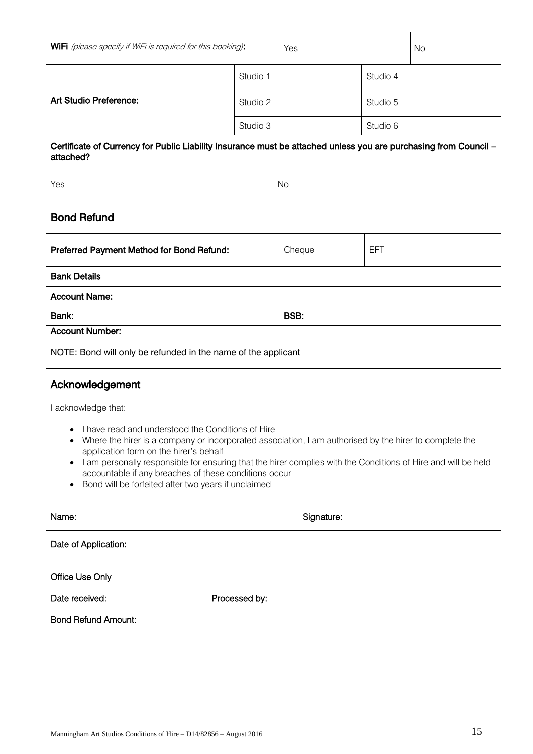| | | | |
|---|---|---|---|
| **WiFi** *(please specify if WiFi is required for this booking)***:** | | Yes | No |
| **Art Studio Preference:** | Studio 1 | | Studio 4 |
| | Studio 2 | | Studio 5 |
| | Studio 3 | | Studio 6 |
| **Certificate of Currency for Public Liability Insurance must be attached unless you are purchasing from Council – attached?** | | | |
| Yes | | No | |

## Bond Refund

| | | |
|---|---|---|
| **Preferred Payment Method for Bond Refund:** | Cheque | EFT |
| **Bank Details** | | |
| **Account Name:** | | |
| **Bank:** | **BSB:** | |
| **Account Number:**<br><br>NOTE: Bond will only be refunded in the name of the applicant | | |

## Acknowledgement

I acknowledge that:

- I have read and understood the Conditions of Hire
- Where the hirer is a company or incorporated association, I am authorised by the hirer to complete the application form on the hirer's behalf
- I am personally responsible for ensuring that the hirer complies with the Conditions of Hire and will be held accountable if any breaches of these conditions occur
- Bond will be forfeited after two years if unclaimed

| | |
|---|---|
| Name: | Signature: |
| Date of Application: | |

Office Use Only

Date received: Processed by:

Bond Refund Amount: